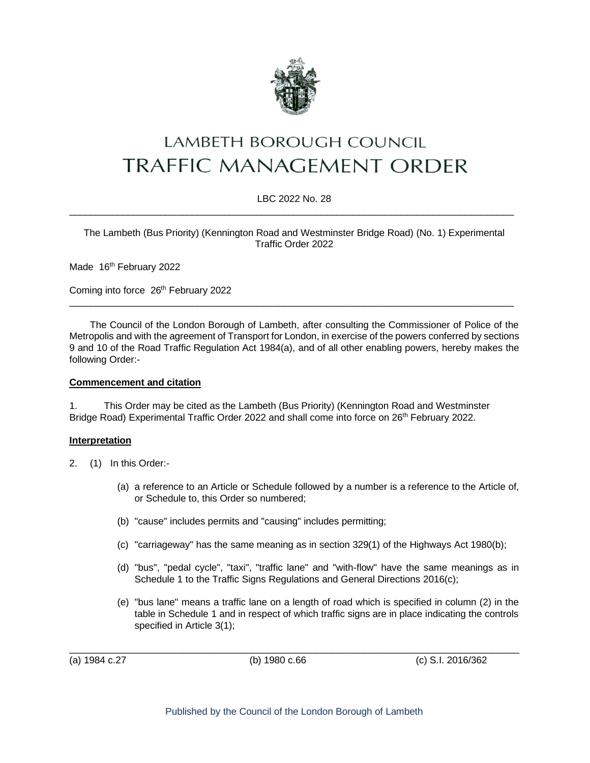# LAMBETH BOROUGH COUNCIL
# TRAFFIC MANAGEMENT ORDER

LBC 2022 No. 28

---

The Lambeth (Bus Priority) (Kennington Road and Westminster Bridge Road) (No. 1) Experimental Traffic Order 2022

Made 16th February 2022

Coming into force 26th February 2022

---

The Council of the London Borough of Lambeth, after consulting the Commissioner of Police of the Metropolis and with the agreement of Transport for London, in exercise of the powers conferred by sections 9 and 10 of the Road Traffic Regulation Act 1984(a), and of all other enabling powers, hereby makes the following Order:-

**Commencement and citation**

1. This Order may be cited as the Lambeth (Bus Priority) (Kennington Road and Westminster Bridge Road) Experimental Traffic Order 2022 and shall come into force on 26th February 2022.

**Interpretation**

2. (1) In this Order:-

   (a) a reference to an Article or Schedule followed by a number is a reference to the Article of, or Schedule to, this Order so numbered;

   (b) "cause" includes permits and "causing" includes permitting;

   (c) "carriageway" has the same meaning as in section 329(1) of the Highways Act 1980(b);

   (d) "bus", "pedal cycle", "taxi", "traffic lane" and "with-flow" have the same meanings as in Schedule 1 to the Traffic Signs Regulations and General Directions 2016(c);

   (e) "bus lane" means a traffic lane on a length of road which is specified in column (2) in the table in Schedule 1 and in respect of which traffic signs are in place indicating the controls specified in Article 3(1);

---

(a) 1984 c.27 (b) 1980 c.66 (c) S.I. 2016/362

Published by the Council of the London Borough of Lambeth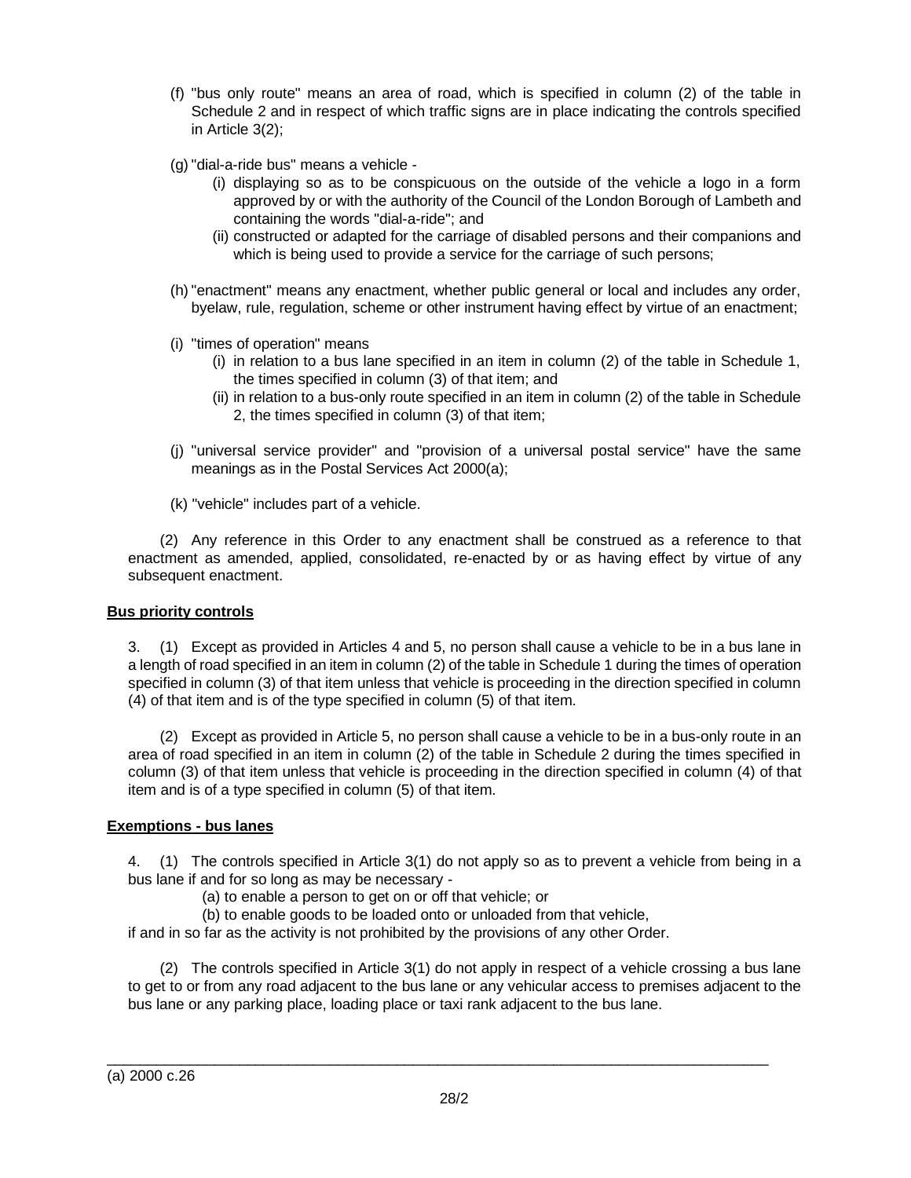(f) "bus only route" means an area of road, which is specified in column (2) of the table in Schedule 2 and in respect of which traffic signs are in place indicating the controls specified in Article 3(2);

(g) "dial-a-ride bus" means a vehicle -

   (i) displaying so as to be conspicuous on the outside of the vehicle a logo in a form approved by or with the authority of the Council of the London Borough of Lambeth and containing the words "dial-a-ride"; and

   (ii) constructed or adapted for the carriage of disabled persons and their companions and which is being used to provide a service for the carriage of such persons;

(h) "enactment" means any enactment, whether public general or local and includes any order, byelaw, rule, regulation, scheme or other instrument having effect by virtue of an enactment;

(i) "times of operation" means

   (i) in relation to a bus lane specified in an item in column (2) of the table in Schedule 1, the times specified in column (3) of that item; and

   (ii) in relation to a bus-only route specified in an item in column (2) of the table in Schedule 2, the times specified in column (3) of that item;

(j) "universal service provider" and "provision of a universal postal service" have the same meanings as in the Postal Services Act 2000(a);

(k) "vehicle" includes part of a vehicle.

(2) Any reference in this Order to any enactment shall be construed as a reference to that enactment as amended, applied, consolidated, re-enacted by or as having effect by virtue of any subsequent enactment.

**Bus priority controls**

3. (1) Except as provided in Articles 4 and 5, no person shall cause a vehicle to be in a bus lane in a length of road specified in an item in column (2) of the table in Schedule 1 during the times of operation specified in column (3) of that item unless that vehicle is proceeding in the direction specified in column (4) of that item and is of the type specified in column (5) of that item.

(2) Except as provided in Article 5, no person shall cause a vehicle to be in a bus-only route in an area of road specified in an item in column (2) of the table in Schedule 2 during the times specified in column (3) of that item unless that vehicle is proceeding in the direction specified in column (4) of that item and is of a type specified in column (5) of that item.

**Exemptions - bus lanes**

4. (1) The controls specified in Article 3(1) do not apply so as to prevent a vehicle from being in a bus lane if and for so long as may be necessary -

   (a) to enable a person to get on or off that vehicle; or

   (b) to enable goods to be loaded onto or unloaded from that vehicle,

if and in so far as the activity is not prohibited by the provisions of any other Order.

(2) The controls specified in Article 3(1) do not apply in respect of a vehicle crossing a bus lane to get to or from any road adjacent to the bus lane or any vehicular access to premises adjacent to the bus lane or any parking place, loading place or taxi rank adjacent to the bus lane.

---

(a) 2000 c.26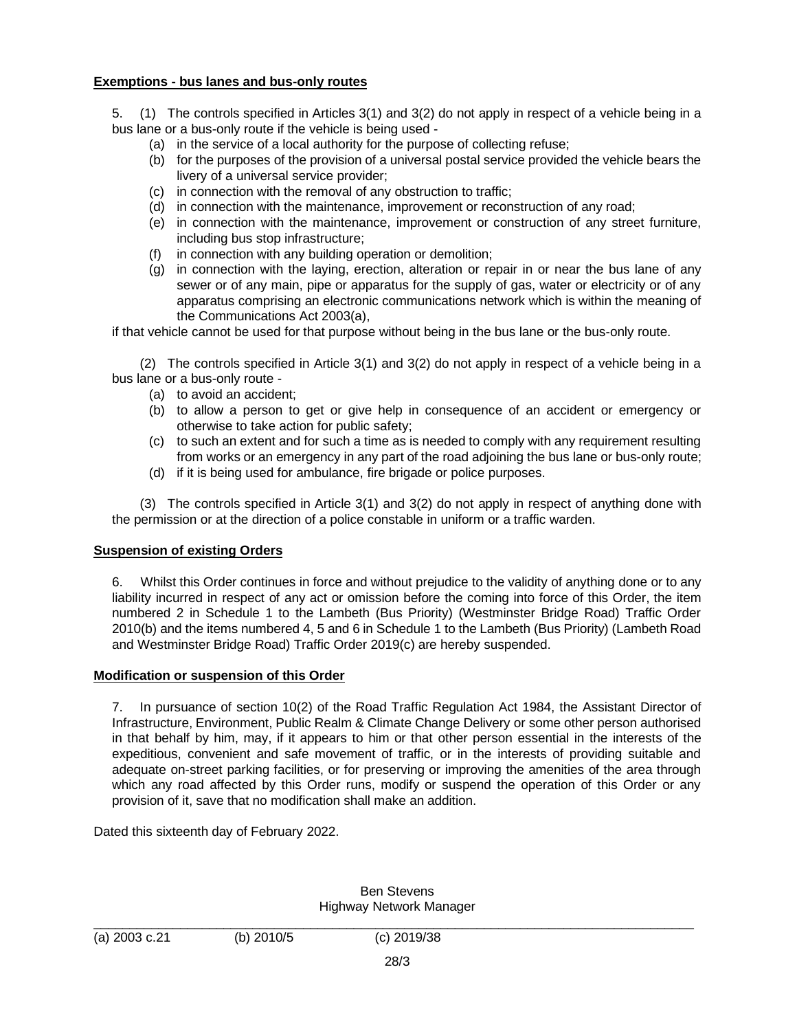**Exemptions - bus lanes and bus-only routes**

5. (1) The controls specified in Articles 3(1) and 3(2) do not apply in respect of a vehicle being in a bus lane or a bus-only route if the vehicle is being used -

- (a) in the service of a local authority for the purpose of collecting refuse;
- (b) for the purposes of the provision of a universal postal service provided the vehicle bears the livery of a universal service provider;
- (c) in connection with the removal of any obstruction to traffic;
- (d) in connection with the maintenance, improvement or reconstruction of any road;
- (e) in connection with the maintenance, improvement or construction of any street furniture, including bus stop infrastructure;
- (f) in connection with any building operation or demolition;
- (g) in connection with the laying, erection, alteration or repair in or near the bus lane of any sewer or of any main, pipe or apparatus for the supply of gas, water or electricity or of any apparatus comprising an electronic communications network which is within the meaning of the Communications Act 2003(a),

if that vehicle cannot be used for that purpose without being in the bus lane or the bus-only route.

(2) The controls specified in Article 3(1) and 3(2) do not apply in respect of a vehicle being in a bus lane or a bus-only route -

- (a) to avoid an accident;
- (b) to allow a person to get or give help in consequence of an accident or emergency or otherwise to take action for public safety;
- (c) to such an extent and for such a time as is needed to comply with any requirement resulting from works or an emergency in any part of the road adjoining the bus lane or bus-only route;
- (d) if it is being used for ambulance, fire brigade or police purposes.

(3) The controls specified in Article 3(1) and 3(2) do not apply in respect of anything done with the permission or at the direction of a police constable in uniform or a traffic warden.

**Suspension of existing Orders**

6. Whilst this Order continues in force and without prejudice to the validity of anything done or to any liability incurred in respect of any act or omission before the coming into force of this Order, the item numbered 2 in Schedule 1 to the Lambeth (Bus Priority) (Westminster Bridge Road) Traffic Order 2010(b) and the items numbered 4, 5 and 6 in Schedule 1 to the Lambeth (Bus Priority) (Lambeth Road and Westminster Bridge Road) Traffic Order 2019(c) are hereby suspended.

**Modification or suspension of this Order**

7. In pursuance of section 10(2) of the Road Traffic Regulation Act 1984, the Assistant Director of Infrastructure, Environment, Public Realm & Climate Change Delivery or some other person authorised in that behalf by him, may, if it appears to him or that other person essential in the interests of the expeditious, convenient and safe movement of traffic, or in the interests of providing suitable and adequate on-street parking facilities, or for preserving or improving the amenities of the area through which any road affected by this Order runs, modify or suspend the operation of this Order or any provision of it, save that no modification shall make an addition.

Dated this sixteenth day of February 2022.

Ben Stevens
Highway Network Manager

(a) 2003 c.21 (b) 2010/5 (c) 2019/38

28/3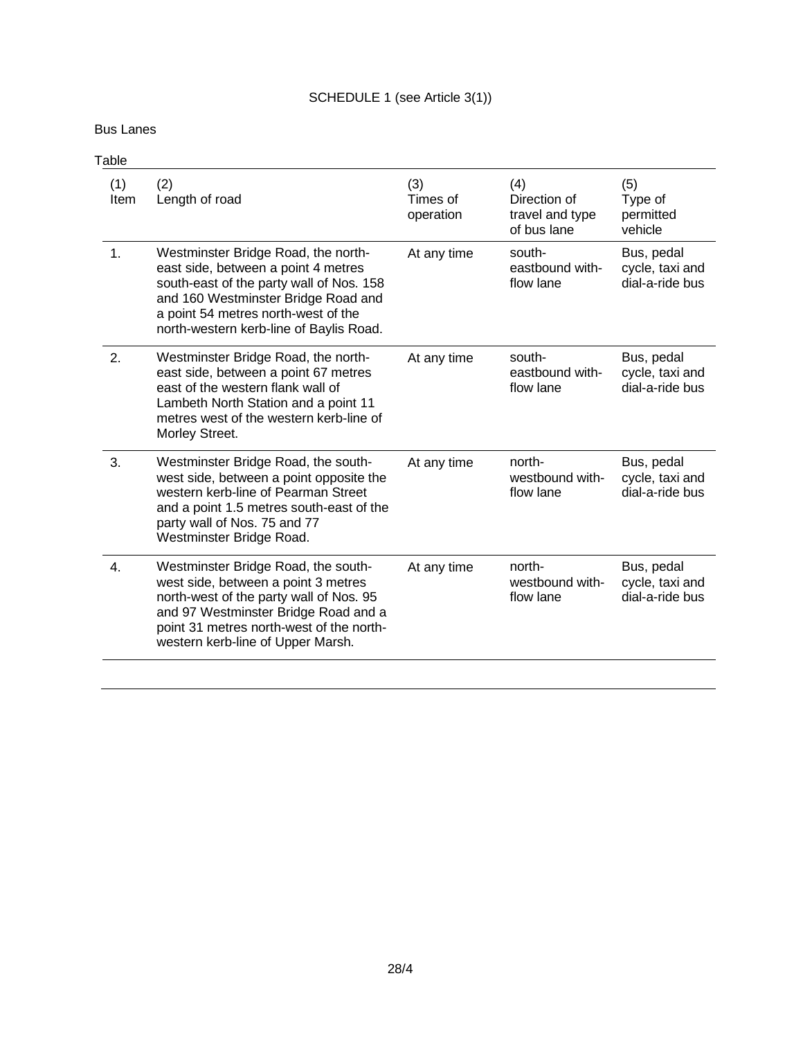SCHEDULE 1 (see Article 3(1))

Bus Lanes

Table

| (1) Item | (2) Length of road | (3) Times of operation | (4) Direction of travel and type of bus lane | (5) Type of permitted vehicle |
|---|---|---|---|---|
| 1. | Westminster Bridge Road, the north-east side, between a point 4 metres south-east of the party wall of Nos. 158 and 160 Westminster Bridge Road and a point 54 metres north-west of the north-western kerb-line of Baylis Road. | At any time | south-eastbound with-flow lane | Bus, pedal cycle, taxi and dial-a-ride bus |
| 2. | Westminster Bridge Road, the north-east side, between a point 67 metres east of the western flank wall of Lambeth North Station and a point 11 metres west of the western kerb-line of Morley Street. | At any time | south-eastbound with-flow lane | Bus, pedal cycle, taxi and dial-a-ride bus |
| 3. | Westminster Bridge Road, the south-west side, between a point opposite the western kerb-line of Pearman Street and a point 1.5 metres south-east of the party wall of Nos. 75 and 77 Westminster Bridge Road. | At any time | north-westbound with-flow lane | Bus, pedal cycle, taxi and dial-a-ride bus |
| 4. | Westminster Bridge Road, the south-west side, between a point 3 metres north-west of the party wall of Nos. 95 and 97 Westminster Bridge Road and a point 31 metres north-west of the north-western kerb-line of Upper Marsh. | At any time | north-westbound with-flow lane | Bus, pedal cycle, taxi and dial-a-ride bus |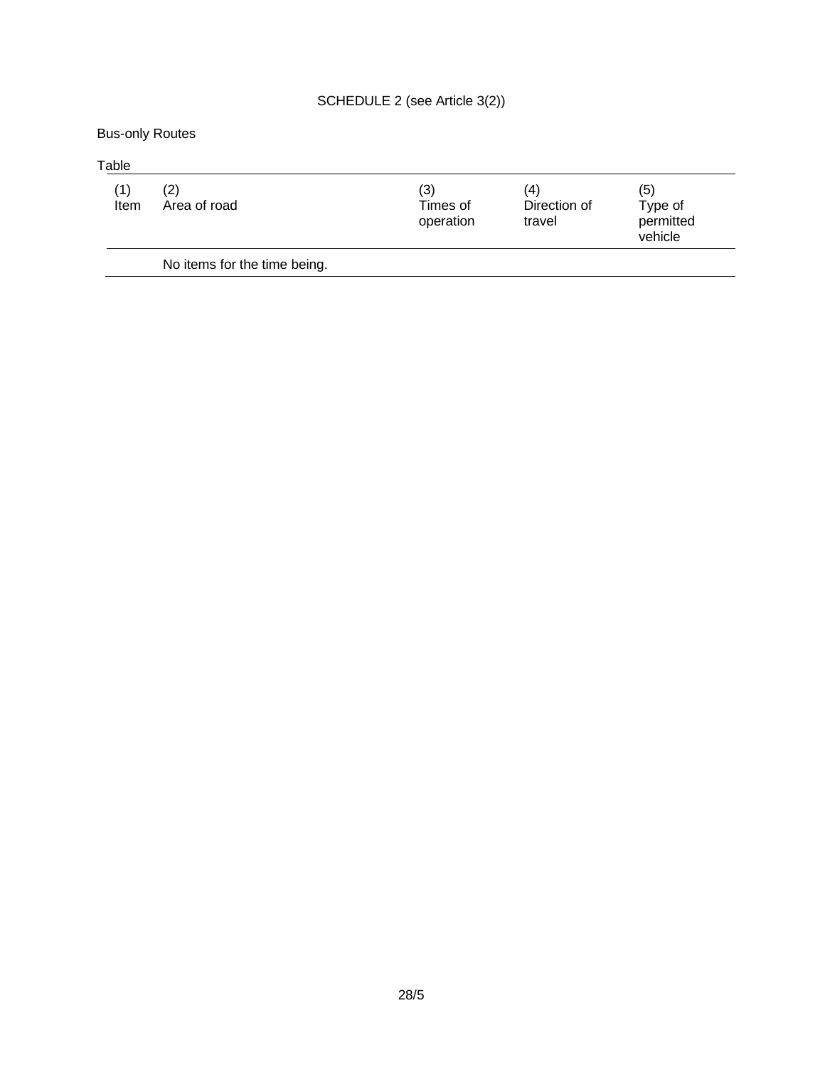SCHEDULE 2 (see Article 3(2))

Bus-only Routes

Table

| (1) Item | (2) Area of road | (3) Times of operation | (4) Direction of travel | (5) Type of permitted vehicle |
|---|---|---|---|---|
| | No items for the time being. | | | |